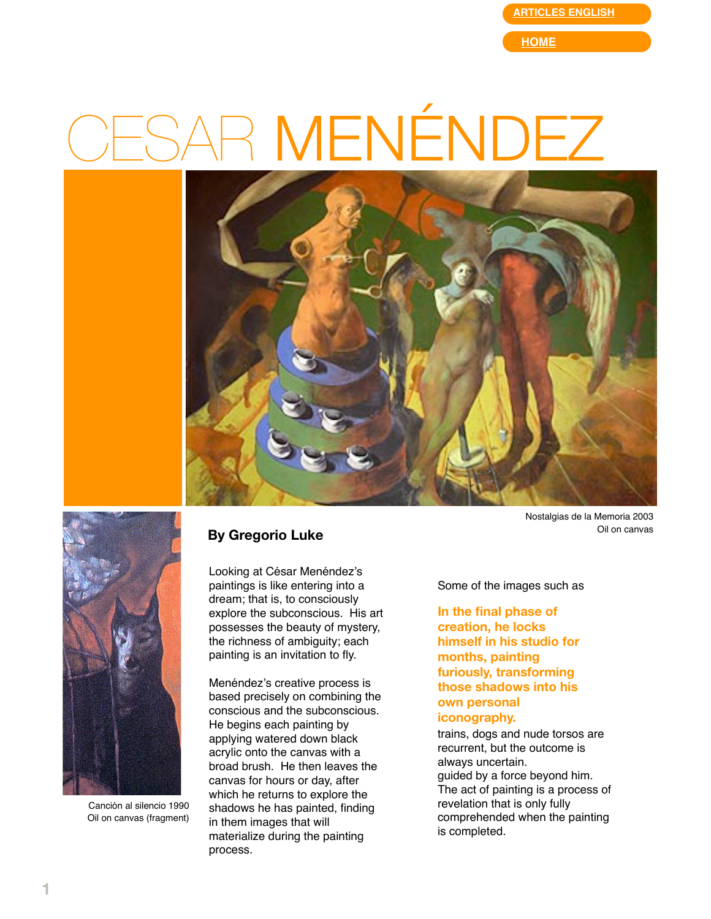ARTICLES ENGLISH

HOME

# CESAR MENÉNDEZ

Nostalgias de la Memoria 2003
Oil on canvas

Canción al silencio 1990
Oil on canvas (fragment)

**By Gregorio Luke**

Looking at César Menéndez's paintings is like entering into a dream; that is, to consciously explore the subconscious. His art possesses the beauty of mystery, the richness of ambiguity; each painting is an invitation to fly.

Menéndez's creative process is based precisely on combining the conscious and the subconscious. He begins each painting by applying watered down black acrylic onto the canvas with a broad brush. He then leaves the canvas for hours or day, after which he returns to explore the shadows he has painted, finding in them images that will materialize during the painting process.

Some of the images such as

**In the final phase of creation, he locks himself in his studio for months, painting furiously, transforming those shadows into his own personal iconography.**

trains, dogs and nude torsos are recurrent, but the outcome is always uncertain.
guided by a force beyond him. The act of painting is a process of revelation that is only fully comprehended when the painting is completed.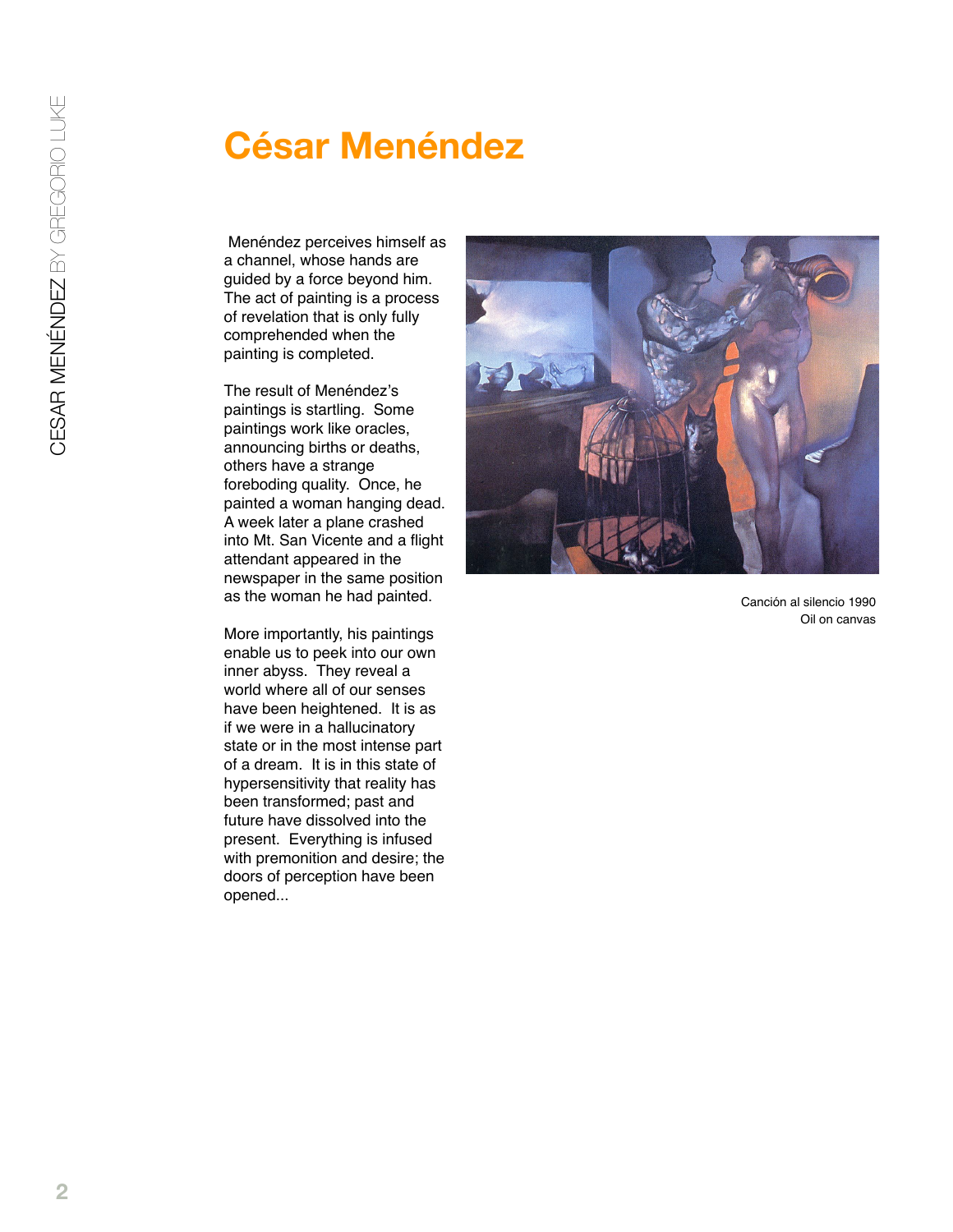# César Menéndez

Menéndez perceives himself as a channel, whose hands are guided by a force beyond him. The act of painting is a process of revelation that is only fully comprehended when the painting is completed.

The result of Menéndez's paintings is startling. Some paintings work like oracles, announcing births or deaths, others have a strange foreboding quality. Once, he painted a woman hanging dead. A week later a plane crashed into Mt. San Vicente and a flight attendant appeared in the newspaper in the same position as the woman he had painted.

More importantly, his paintings enable us to peek into our own inner abyss. They reveal a world where all of our senses have been heightened. It is as if we were in a hallucinatory state or in the most intense part of a dream. It is in this state of hypersensitivity that reality has been transformed; past and future have dissolved into the present. Everything is infused with premonition and desire; the doors of perception have been opened...

Canción al silencio 1990
Oil on canvas